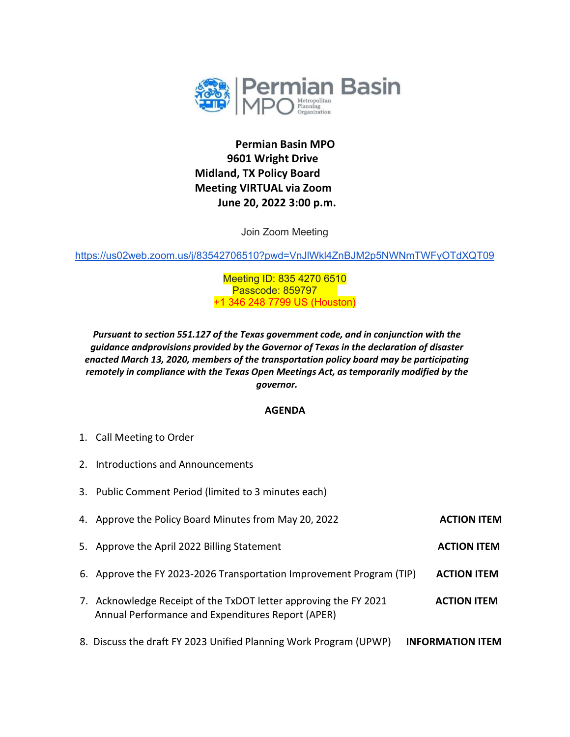**Permian Basin MPO**
**9601 Wright Drive**
**Midland, TX Policy Board**
**Meeting VIRTUAL via Zoom**
**June 20, 2022 3:00 p.m.**

Join Zoom Meeting

https://us02web.zoom.us/j/83542706510?pwd=VnJlWkl4ZnBJM2p5NWNmTWFyOTdXQT09

Meeting ID: 835 4270 6510
Passcode: 859797
+1 346 248 7799 US (Houston)

***Pursuant to section 551.127 of the Texas government code, and in conjunction with the guidance andprovisions provided by the Governor of Texas in the declaration of disaster enacted March 13, 2020, members of the transportation policy board may be participating remotely in compliance with the Texas Open Meetings Act, as temporarily modified by the governor.***

**AGENDA**

1. Call Meeting to Order
2. Introductions and Announcements
3. Public Comment Period (limited to 3 minutes each)
4. Approve the Policy Board Minutes from May 20, 2022 **ACTION ITEM**
5. Approve the April 2022 Billing Statement **ACTION ITEM**
6. Approve the FY 2023-2026 Transportation Improvement Program (TIP) **ACTION ITEM**
7. Acknowledge Receipt of the TxDOT letter approving the FY 2021 Annual Performance and Expenditures Report (APER) **ACTION ITEM**
8. Discuss the draft FY 2023 Unified Planning Work Program (UPWP) **INFORMATION ITEM**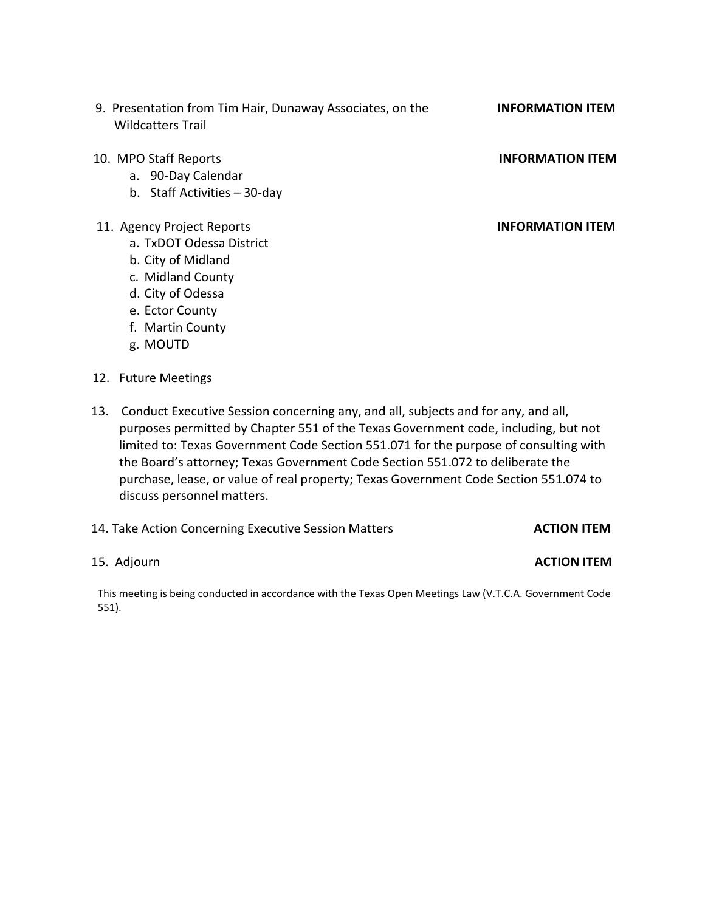9. Presentation from Tim Hair, Dunaway Associates, on the Wildcatters Trail **INFORMATION ITEM**

10. MPO Staff Reports **INFORMATION ITEM**
    a. 90-Day Calendar
    b. Staff Activities – 30-day

11. Agency Project Reports **INFORMATION ITEM**
    a. TxDOT Odessa District
    b. City of Midland
    c. Midland County
    d. City of Odessa
    e. Ector County
    f. Martin County
    g. MOUTD

12. Future Meetings

13. Conduct Executive Session concerning any, and all, subjects and for any, and all, purposes permitted by Chapter 551 of the Texas Government code, including, but not limited to: Texas Government Code Section 551.071 for the purpose of consulting with the Board's attorney; Texas Government Code Section 551.072 to deliberate the purchase, lease, or value of real property; Texas Government Code Section 551.074 to discuss personnel matters.

14. Take Action Concerning Executive Session Matters **ACTION ITEM**

15. Adjourn **ACTION ITEM**

This meeting is being conducted in accordance with the Texas Open Meetings Law (V.T.C.A. Government Code 551).